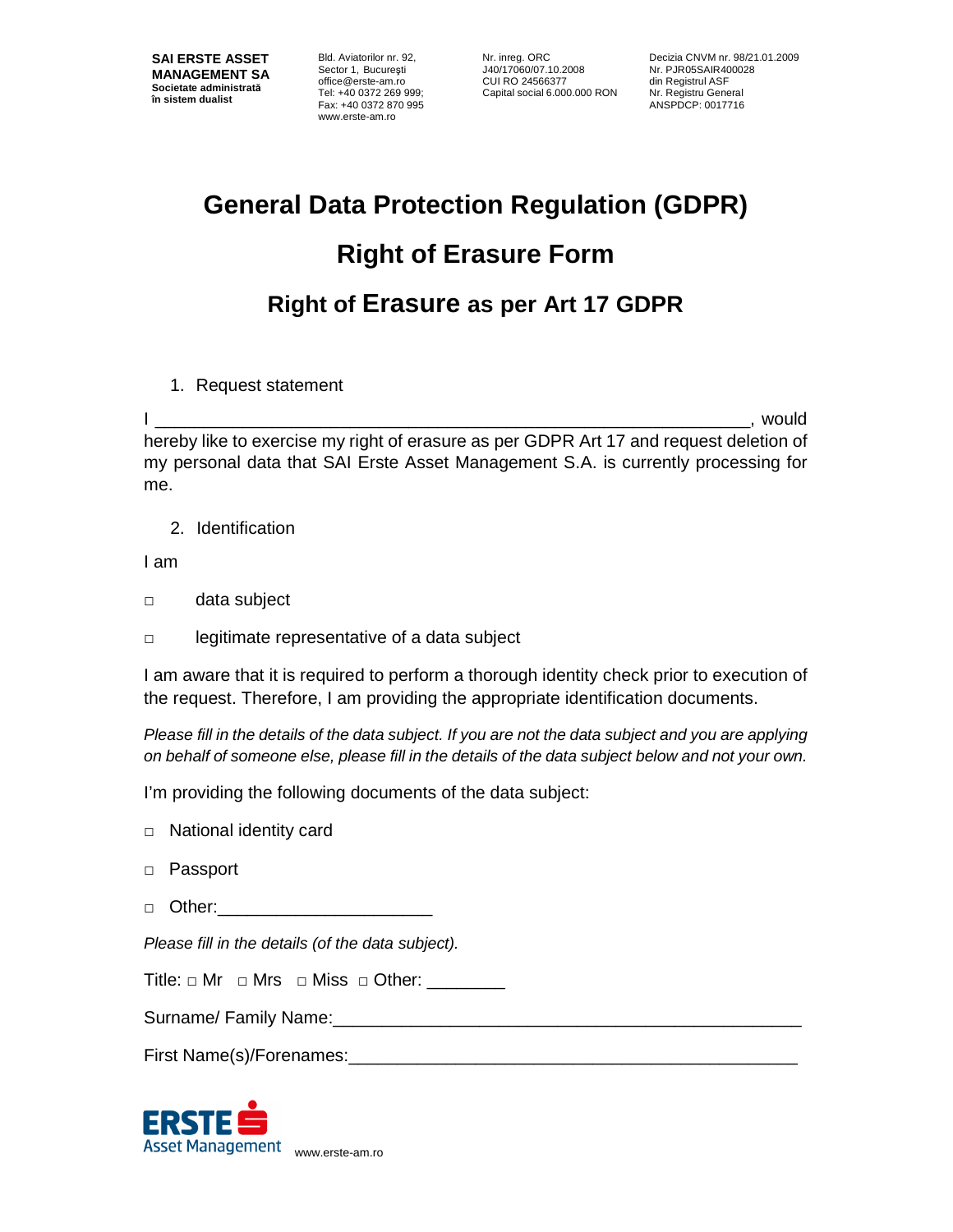**SAI ERSTE ASSET MANAGEMENT SA**
**Societate administrată în sistem dualist**

Bld. Aviatorilor nr. 92, Sector 1, Bucureşti
office@erste-am.ro
Tel: +40 0372 269 999;
Fax: +40 0372 870 995
www.erste-am.ro

Nr. inreg. ORC J40/17060/07.10.2008
CUI RO 24566377
Capital social 6.000.000 RON

Decizia CNVM nr. 98/21.01.2009
Nr. PJR05SAIR400028 din Registrul ASF
Nr. Registru General ANSPDCP: 0017716

# General Data Protection Regulation (GDPR)

# Right of Erasure Form

## Right of Erasure as per Art 17 GDPR

1. Request statement

I ______________________________________________________________, would hereby like to exercise my right of erasure as per GDPR Art 17 and request deletion of my personal data that SAI Erste Asset Management S.A. is currently processing for me.

2. Identification

I am

□ data subject

□ legitimate representative of a data subject

I am aware that it is required to perform a thorough identity check prior to execution of the request. Therefore, I am providing the appropriate identification documents.

*Please fill in the details of the data subject. If you are not the data subject and you are applying on behalf of someone else, please fill in the details of the data subject below and not your own.*

I'm providing the following documents of the data subject:

□ National identity card

□ Passport

□ Other:_____________________

*Please fill in the details (of the data subject).*

Title: □ Mr □ Mrs □ Miss □ Other: ________

Surname/ Family Name:_______________________________________________

First Name(s)/Forenames:_____________________________________________

ERSTE Asset Management www.erste-am.ro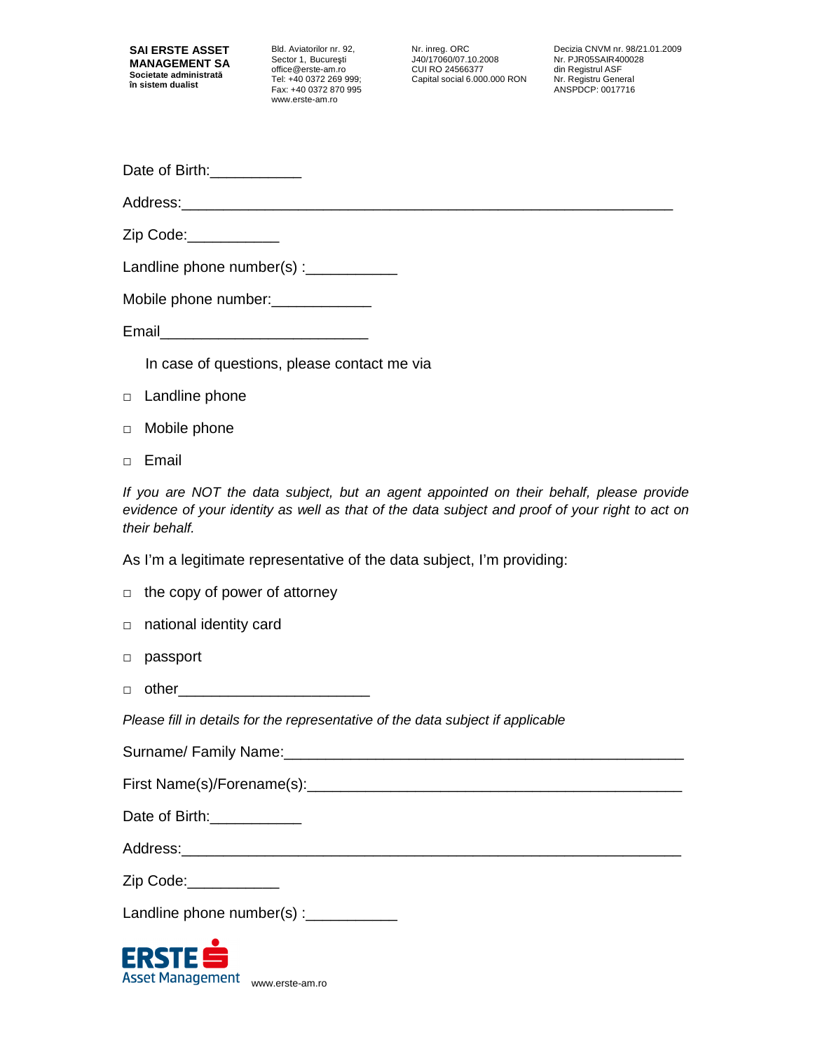Date of Birth:___________

Address:_____________________________________________________________

Zip Code:___________

Landline phone number(s) :___________

Mobile phone number:____________

Email_________________________

In case of questions, please contact me via

- □ Landline phone
- □ Mobile phone
- □ Email

*If you are NOT the data subject, but an agent appointed on their behalf, please provide evidence of your identity as well as that of the data subject and proof of your right to act on their behalf.*

As I'm a legitimate representative of the data subject, I'm providing:

- □ the copy of power of attorney
- □ national identity card
- □ passport
- □ other_______________________

*Please fill in details for the representative of the data subject if applicable*

Surname/ Family Name:_________________________________________________

First Name(s)/Forename(s):______________________________________________

Date of Birth:___________

Address:______________________________________________________________

Zip Code:___________

Landline phone number(s) :___________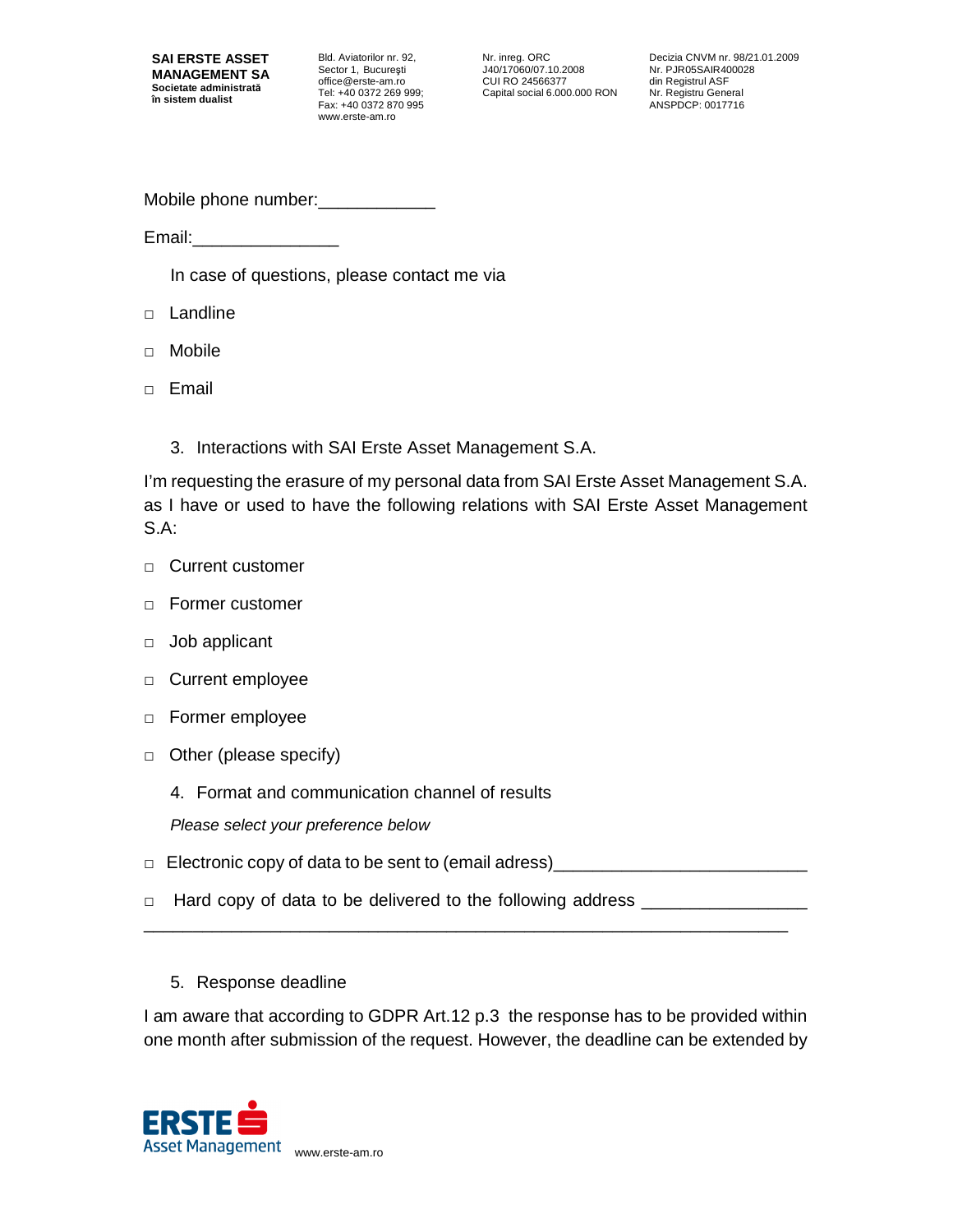Mobile phone number:____________

Email:_______________

In case of questions, please contact me via

- □ Landline
- □ Mobile
- □ Email

3. Interactions with SAI Erste Asset Management S.A.

I'm requesting the erasure of my personal data from SAI Erste Asset Management S.A. as I have or used to have the following relations with SAI Erste Asset Management S.A:

- □ Current customer
- □ Former customer
- □ Job applicant
- □ Current employee
- □ Former employee
- □ Other (please specify)

4. Format and communication channel of results

*Please select your preference below*

□ Electronic copy of data to be sent to (email adress)_________________________

□ Hard copy of data to be delivered to the following address _________________
_________________________________________________________________

5. Response deadline

I am aware that according to GDPR Art.12 p.3 the response has to be provided within one month after submission of the request. However, the deadline can be extended by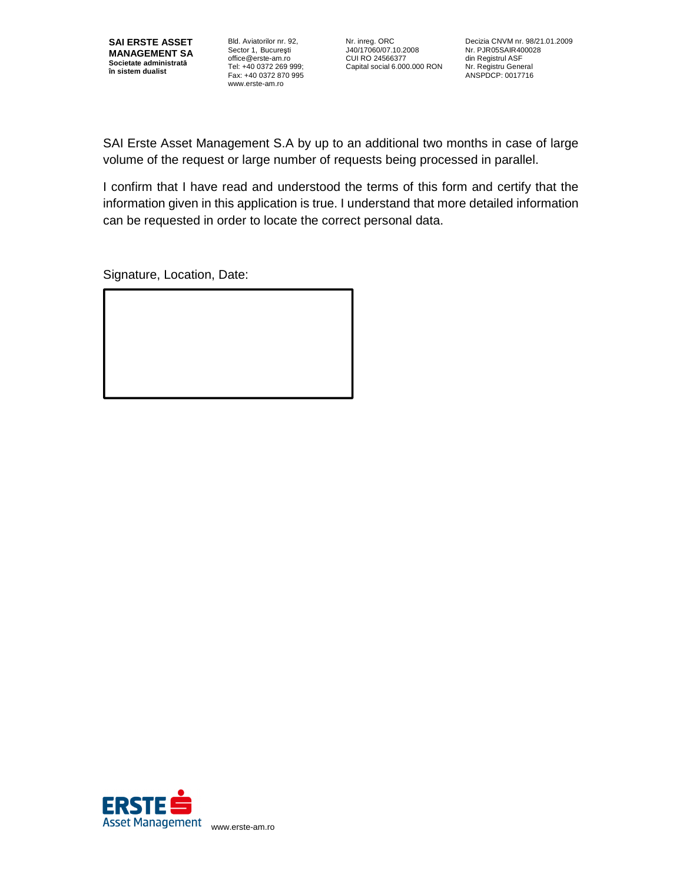SAI Erste Asset Management S.A by up to an additional two months in case of large volume of the request or large number of requests being processed in parallel.

I confirm that I have read and understood the terms of this form and certify that the information given in this application is true. I understand that more detailed information can be requested in order to locate the correct personal data.

Signature, Location, Date:

|   |
|---|
|   |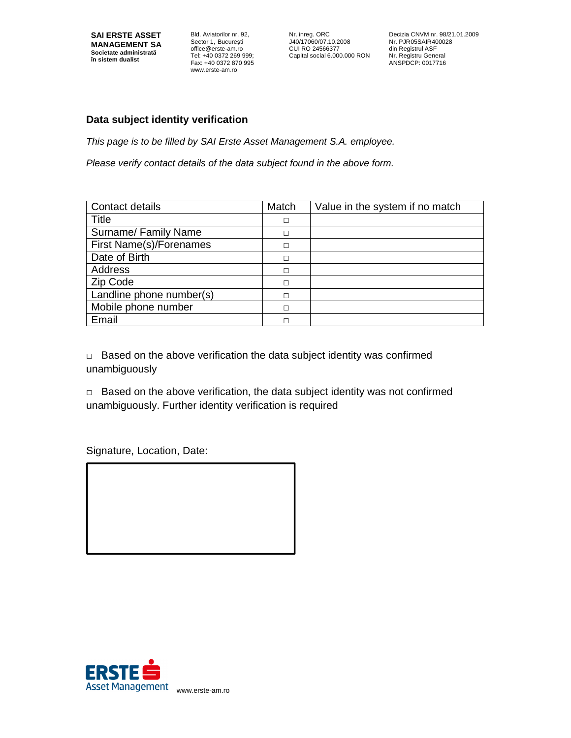## Data subject identity verification

*This page is to be filled by SAI Erste Asset Management S.A. employee.*

*Please verify contact details of the data subject found in the above form.*

| Contact details | Match | Value in the system if no match |
|---|---|---|
| Title | □ | |
| Surname/ Family Name | □ | |
| First Name(s)/Forenames | □ | |
| Date of Birth | □ | |
| Address | □ | |
| Zip Code | □ | |
| Landline phone number(s) | □ | |
| Mobile phone number | □ | |
| Email | □ | |

□ Based on the above verification the data subject identity was confirmed unambiguously

□ Based on the above verification, the data subject identity was not confirmed unambiguously. Further identity verification is required

Signature, Location, Date: